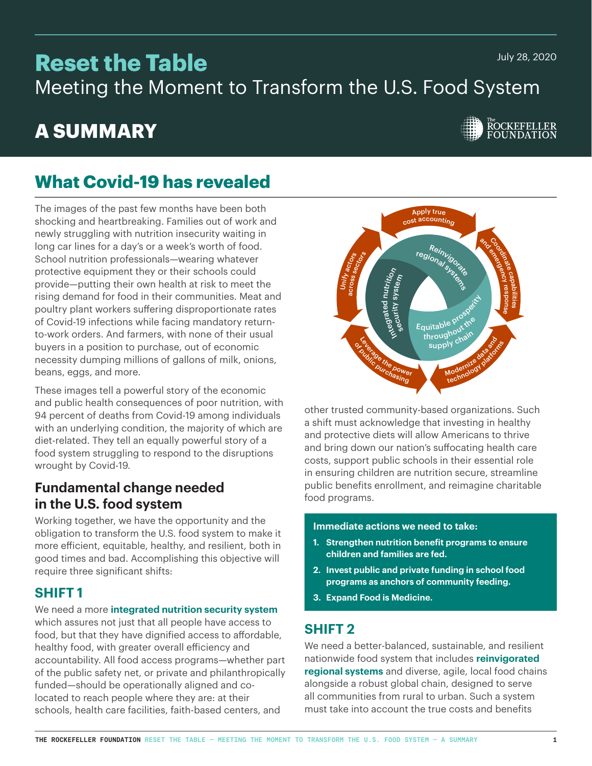July 28, 2020

# Reset the Table

Meeting the Moment to Transform the U.S. Food System

## A SUMMARY

The Rockefeller Foundation

## What Covid-19 has revealed

The images of the past few months have been both shocking and heartbreaking. Families out of work and newly struggling with nutrition insecurity waiting in long car lines for a day's or a week's worth of food. School nutrition professionals—wearing whatever protective equipment they or their schools could provide—putting their own health at risk to meet the rising demand for food in their communities. Meat and poultry plant workers suffering disproportionate rates of Covid-19 infections while facing mandatory return-to-work orders. And farmers, with none of their usual buyers in a position to purchase, out of economic necessity dumping millions of gallons of milk, onions, beans, eggs, and more.

These images tell a powerful story of the economic and public health consequences of poor nutrition, with 94 percent of deaths from Covid-19 among individuals with an underlying condition, the majority of which are diet-related. They tell an equally powerful story of a food system struggling to respond to the disruptions wrought by Covid-19.

### Fundamental change needed in the U.S. food system

Working together, we have the opportunity and the obligation to transform the U.S. food system to make it more efficient, equitable, healthy, and resilient, both in good times and bad. Accomplishing this objective will require three significant shifts:

### SHIFT 1

We need a more **integrated nutrition security system** which assures not just that all people have access to food, but that they have dignified access to affordable, healthy food, with greater overall efficiency and accountability. All food access programs—whether part of the public safety net, or private and philanthropically funded—should be operationally aligned and co-located to reach people where they are: at their schools, health care facilities, faith-based centers, and other trusted community-based organizations. Such a shift must acknowledge that investing in healthy and protective diets will allow Americans to thrive and bring down our nation's suffocating health care costs, support public schools in their essential role in ensuring children are nutrition secure, streamline public benefits enrollment, and reimagine charitable food programs.

Apply true cost accounting · Coordinate capabilities and emergency response · Modernize data and technology platforms · Leverage the power of public purchasing · Unify actors across sectors

Reinvigorate regional systems · Equitable prosperity throughout the supply chain · Integrated nutrition security system

**Immediate actions we need to take:**

1. **Strengthen nutrition benefit programs to ensure children and families are fed.**
2. **Invest public and private funding in school food programs as anchors of community feeding.**
3. **Expand Food is Medicine.**

### SHIFT 2

We need a better-balanced, sustainable, and resilient nationwide food system that includes **reinvigorated regional systems** and diverse, agile, local food chains alongside a robust global chain, designed to serve all communities from rural to urban. Such a system must take into account the true costs and benefits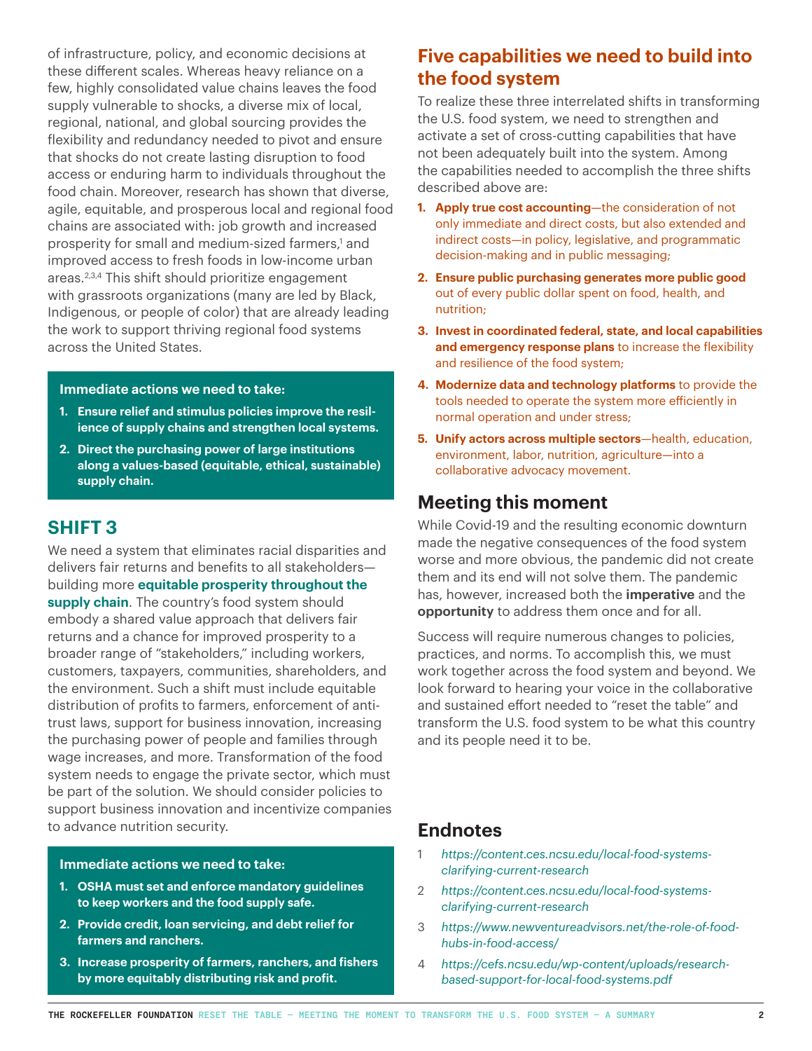of infrastructure, policy, and economic decisions at these different scales. Whereas heavy reliance on a few, highly consolidated value chains leaves the food supply vulnerable to shocks, a diverse mix of local, regional, national, and global sourcing provides the flexibility and redundancy needed to pivot and ensure that shocks do not create lasting disruption to food access or enduring harm to individuals throughout the food chain. Moreover, research has shown that diverse, agile, equitable, and prosperous local and regional food chains are associated with: job growth and increased prosperity for small and medium-sized farmers,[1] and improved access to fresh foods in low-income urban areas.[2,3,4] This shift should prioritize engagement with grassroots organizations (many are led by Black, Indigenous, or people of color) that are already leading the work to support thriving regional food systems across the United States.

**Immediate actions we need to take:**

1. **Ensure relief and stimulus policies improve the resilience of supply chains and strengthen local systems.**
2. **Direct the purchasing power of large institutions along a values-based (equitable, ethical, sustainable) supply chain.**

## SHIFT 3

We need a system that eliminates racial disparities and delivers fair returns and benefits to all stakeholders—building more **equitable prosperity throughout the supply chain**. The country's food system should embody a shared value approach that delivers fair returns and a chance for improved prosperity to a broader range of "stakeholders," including workers, customers, taxpayers, communities, shareholders, and the environment. Such a shift must include equitable distribution of profits to farmers, enforcement of anti-trust laws, support for business innovation, increasing the purchasing power of people and families through wage increases, and more. Transformation of the food system needs to engage the private sector, which must be part of the solution. We should consider policies to support business innovation and incentivize companies to advance nutrition security.

**Immediate actions we need to take:**

1. **OSHA must set and enforce mandatory guidelines to keep workers and the food supply safe.**
2. **Provide credit, loan servicing, and debt relief for farmers and ranchers.**
3. **Increase prosperity of farmers, ranchers, and fishers by more equitably distributing risk and profit.**

## Five capabilities we need to build into the food system

To realize these three interrelated shifts in transforming the U.S. food system, we need to strengthen and activate a set of cross-cutting capabilities that have not been adequately built into the system. Among the capabilities needed to accomplish the three shifts described above are:

1. **Apply true cost accounting**—the consideration of not only immediate and direct costs, but also extended and indirect costs—in policy, legislative, and programmatic decision-making and in public messaging;
2. **Ensure public purchasing generates more public good** out of every public dollar spent on food, health, and nutrition;
3. **Invest in coordinated federal, state, and local capabilities and emergency response plans** to increase the flexibility and resilience of the food system;
4. **Modernize data and technology platforms** to provide the tools needed to operate the system more efficiently in normal operation and under stress;
5. **Unify actors across multiple sectors**—health, education, environment, labor, nutrition, agriculture—into a collaborative advocacy movement.

## Meeting this moment

While Covid-19 and the resulting economic downturn made the negative consequences of the food system worse and more obvious, the pandemic did not create them and its end will not solve them. The pandemic has, however, increased both the **imperative** and the **opportunity** to address them once and for all.

Success will require numerous changes to policies, practices, and norms. To accomplish this, we must work together across the food system and beyond. We look forward to hearing your voice in the collaborative and sustained effort needed to "reset the table" and transform the U.S. food system to be what this country and its people need it to be.

## Endnotes

1. *https://content.ces.ncsu.edu/local-food-systems-clarifying-current-research*
2. *https://content.ces.ncsu.edu/local-food-systems-clarifying-current-research*
3. *https://www.newventureadvisors.net/the-role-of-food-hubs-in-food-access/*
4. *https://cefs.ncsu.edu/wp-content/uploads/research-based-support-for-local-food-systems.pdf*